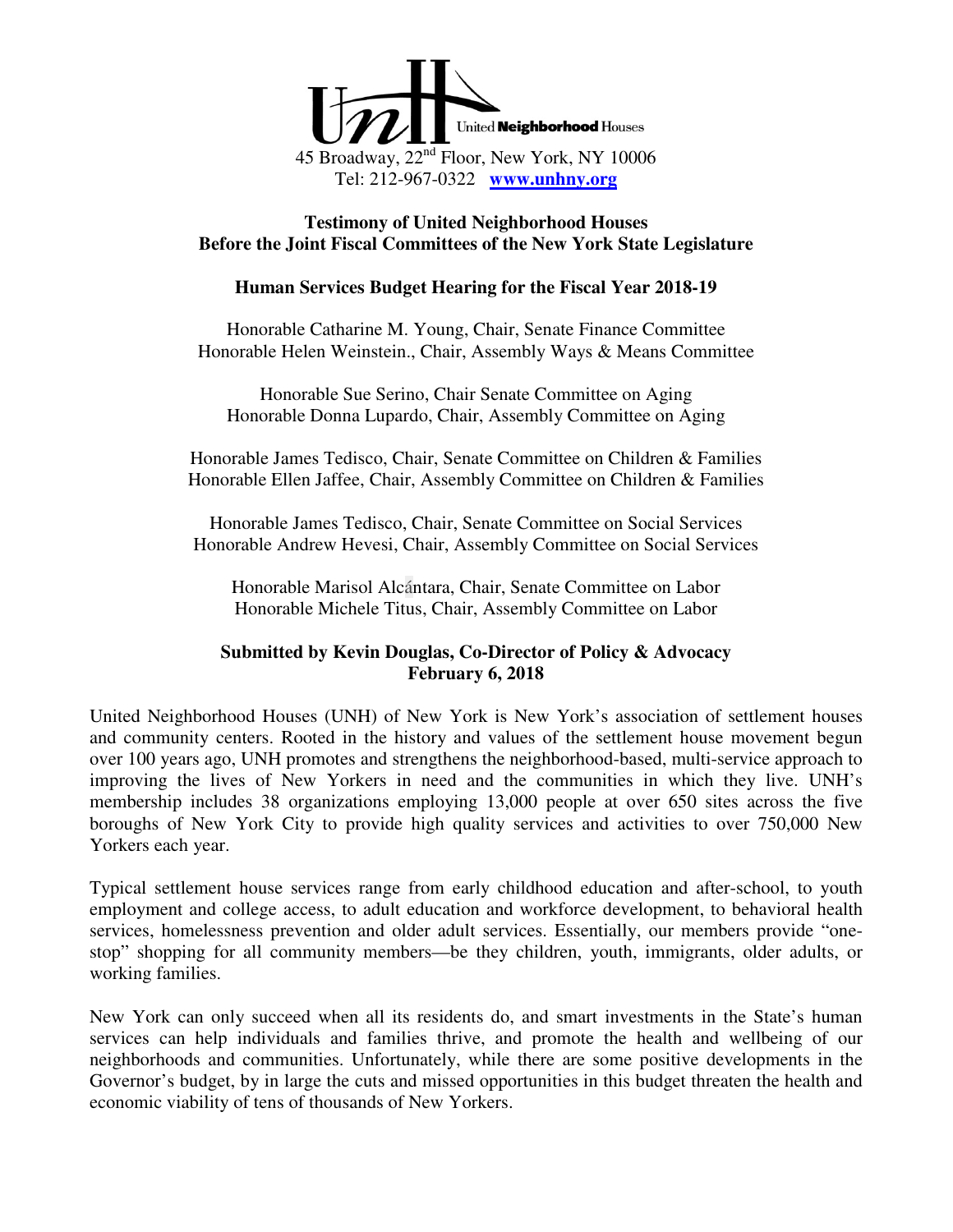United Neighborhood Houses

45 Broadway, 22nd Floor, New York, NY 10006
Tel: 212-967-0322 **www.unhny.org**

**Testimony of United Neighborhood Houses**
**Before the Joint Fiscal Committees of the New York State Legislature**

**Human Services Budget Hearing for the Fiscal Year 2018-19**

Honorable Catharine M. Young, Chair, Senate Finance Committee
Honorable Helen Weinstein., Chair, Assembly Ways & Means Committee

Honorable Sue Serino, Chair Senate Committee on Aging
Honorable Donna Lupardo, Chair, Assembly Committee on Aging

Honorable James Tedisco, Chair, Senate Committee on Children & Families
Honorable Ellen Jaffee, Chair, Assembly Committee on Children & Families

Honorable James Tedisco, Chair, Senate Committee on Social Services
Honorable Andrew Hevesi, Chair, Assembly Committee on Social Services

Honorable Marisol Alcántara, Chair, Senate Committee on Labor
Honorable Michele Titus, Chair, Assembly Committee on Labor

**Submitted by Kevin Douglas, Co-Director of Policy & Advocacy**
**February 6, 2018**

United Neighborhood Houses (UNH) of New York is New York's association of settlement houses and community centers. Rooted in the history and values of the settlement house movement begun over 100 years ago, UNH promotes and strengthens the neighborhood-based, multi-service approach to improving the lives of New Yorkers in need and the communities in which they live. UNH's membership includes 38 organizations employing 13,000 people at over 650 sites across the five boroughs of New York City to provide high quality services and activities to over 750,000 New Yorkers each year.

Typical settlement house services range from early childhood education and after-school, to youth employment and college access, to adult education and workforce development, to behavioral health services, homelessness prevention and older adult services. Essentially, our members provide "one-stop" shopping for all community members—be they children, youth, immigrants, older adults, or working families.

New York can only succeed when all its residents do, and smart investments in the State's human services can help individuals and families thrive, and promote the health and wellbeing of our neighborhoods and communities. Unfortunately, while there are some positive developments in the Governor's budget, by in large the cuts and missed opportunities in this budget threaten the health and economic viability of tens of thousands of New Yorkers.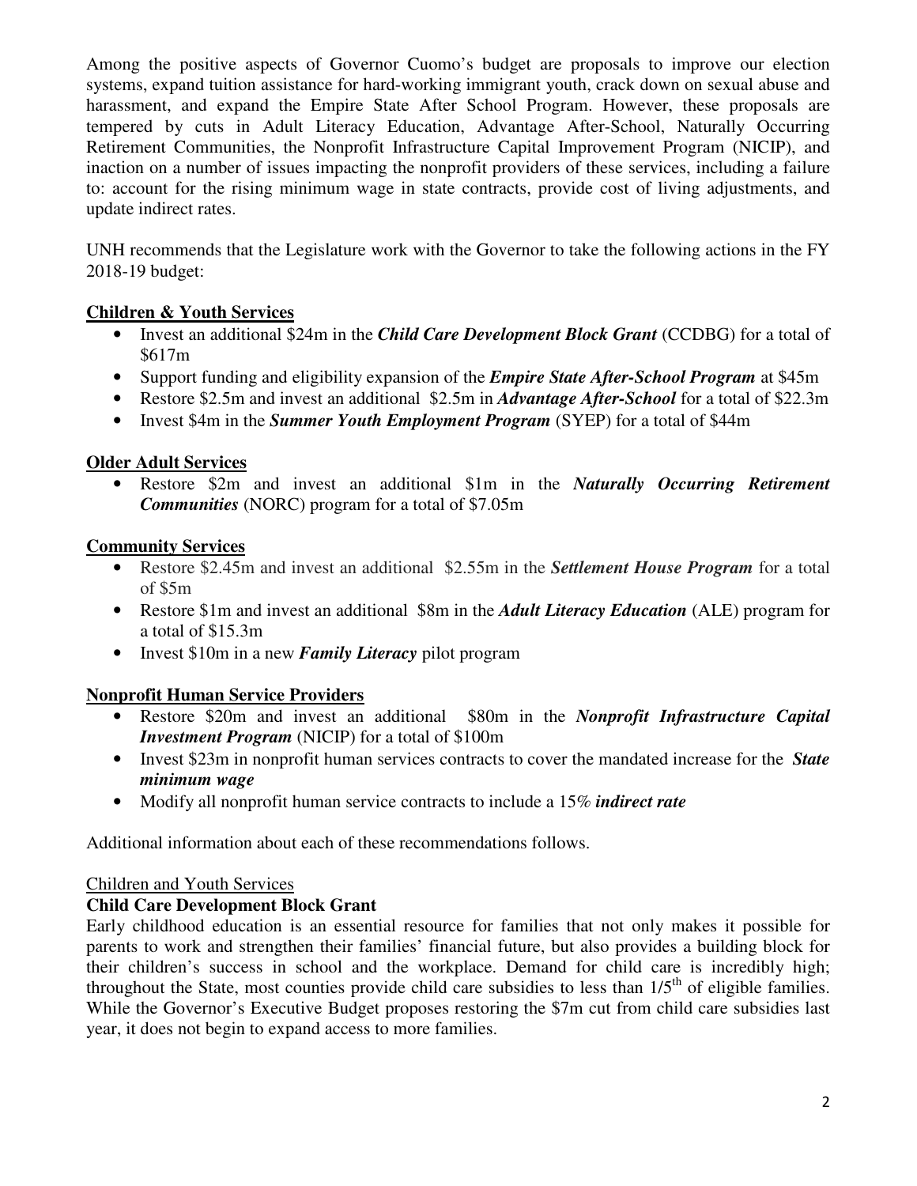Among the positive aspects of Governor Cuomo's budget are proposals to improve our election systems, expand tuition assistance for hard-working immigrant youth, crack down on sexual abuse and harassment, and expand the Empire State After School Program. However, these proposals are tempered by cuts in Adult Literacy Education, Advantage After-School, Naturally Occurring Retirement Communities, the Nonprofit Infrastructure Capital Improvement Program (NICIP), and inaction on a number of issues impacting the nonprofit providers of these services, including a failure to: account for the rising minimum wage in state contracts, provide cost of living adjustments, and update indirect rates.

UNH recommends that the Legislature work with the Governor to take the following actions in the FY 2018-19 budget:

**Children & Youth Services**

- Invest an additional \$24m in the ***Child Care Development Block Grant*** (CCDBG) for a total of \$617m
- Support funding and eligibility expansion of the ***Empire State After-School Program*** at \$45m
- Restore \$2.5m and invest an additional \$2.5m in ***Advantage After-School*** for a total of \$22.3m
- Invest \$4m in the ***Summer Youth Employment Program*** (SYEP) for a total of \$44m

**Older Adult Services**

- Restore \$2m and invest an additional \$1m in the ***Naturally Occurring Retirement Communities*** (NORC) program for a total of \$7.05m

**Community Services**

- Restore \$2.45m and invest an additional \$2.55m in the ***Settlement House Program*** for a total of \$5m
- Restore \$1m and invest an additional \$8m in the ***Adult Literacy Education*** (ALE) program for a total of \$15.3m
- Invest \$10m in a new ***Family Literacy*** pilot program

**Nonprofit Human Service Providers**

- Restore \$20m and invest an additional \$80m in the ***Nonprofit Infrastructure Capital Investment Program*** (NICIP) for a total of \$100m
- Invest \$23m in nonprofit human services contracts to cover the mandated increase for the ***State minimum wage***
- Modify all nonprofit human service contracts to include a 15% ***indirect rate***

Additional information about each of these recommendations follows.

Children and Youth Services

**Child Care Development Block Grant**

Early childhood education is an essential resource for families that not only makes it possible for parents to work and strengthen their families' financial future, but also provides a building block for their children's success in school and the workplace. Demand for child care is incredibly high; throughout the State, most counties provide child care subsidies to less than 1/5th of eligible families. While the Governor's Executive Budget proposes restoring the \$7m cut from child care subsidies last year, it does not begin to expand access to more families.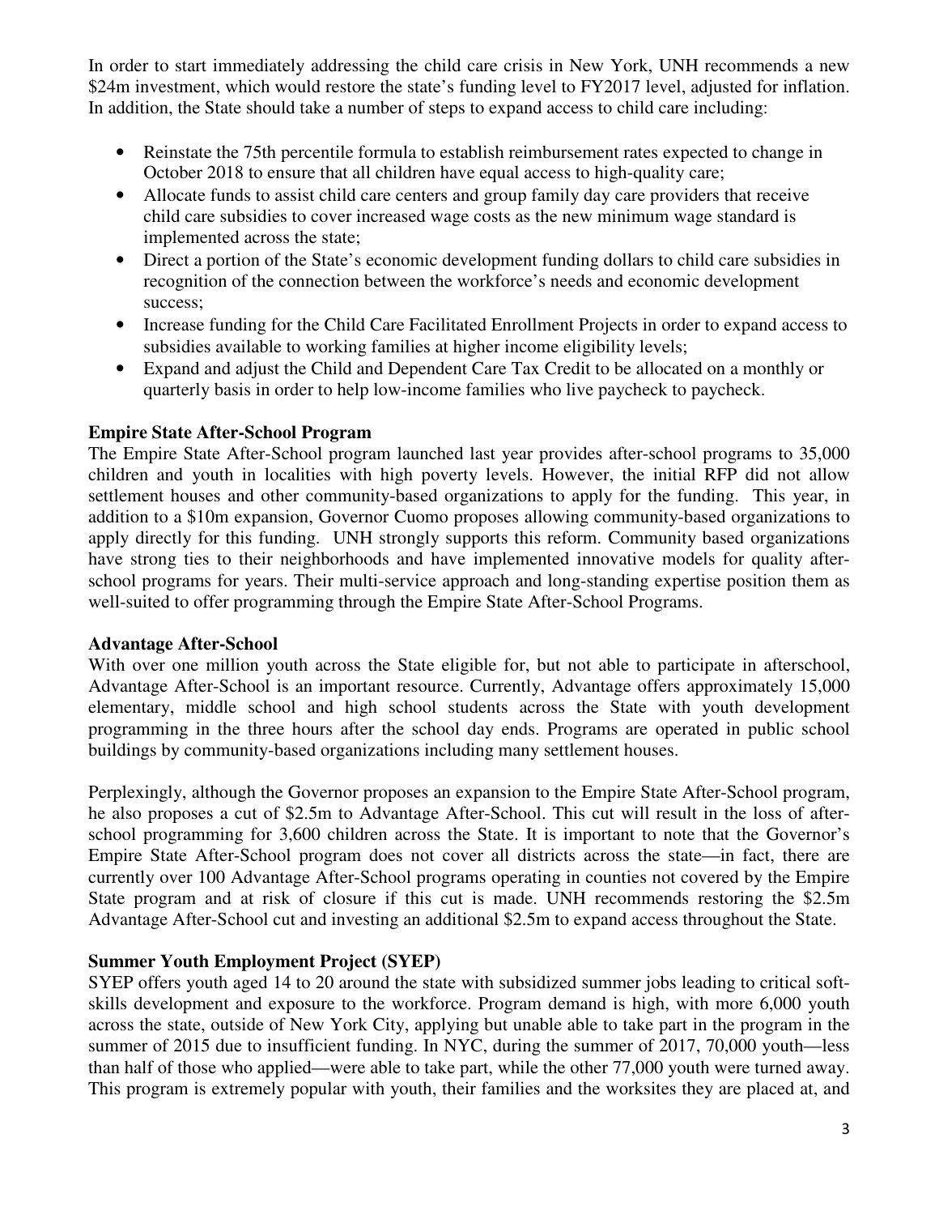In order to start immediately addressing the child care crisis in New York, UNH recommends a new $24m investment, which would restore the state's funding level to FY2017 level, adjusted for inflation. In addition, the State should take a number of steps to expand access to child care including:

- Reinstate the 75th percentile formula to establish reimbursement rates expected to change in October 2018 to ensure that all children have equal access to high-quality care;
- Allocate funds to assist child care centers and group family day care providers that receive child care subsidies to cover increased wage costs as the new minimum wage standard is implemented across the state;
- Direct a portion of the State's economic development funding dollars to child care subsidies in recognition of the connection between the workforce's needs and economic development success;
- Increase funding for the Child Care Facilitated Enrollment Projects in order to expand access to subsidies available to working families at higher income eligibility levels;
- Expand and adjust the Child and Dependent Care Tax Credit to be allocated on a monthly or quarterly basis in order to help low-income families who live paycheck to paycheck.

**Empire State After-School Program**

The Empire State After-School program launched last year provides after-school programs to 35,000 children and youth in localities with high poverty levels. However, the initial RFP did not allow settlement houses and other community-based organizations to apply for the funding. This year, in addition to a $10m expansion, Governor Cuomo proposes allowing community-based organizations to apply directly for this funding. UNH strongly supports this reform. Community based organizations have strong ties to their neighborhoods and have implemented innovative models for quality after-school programs for years. Their multi-service approach and long-standing expertise position them as well-suited to offer programming through the Empire State After-School Programs.

**Advantage After-School**

With over one million youth across the State eligible for, but not able to participate in afterschool, Advantage After-School is an important resource. Currently, Advantage offers approximately 15,000 elementary, middle school and high school students across the State with youth development programming in the three hours after the school day ends. Programs are operated in public school buildings by community-based organizations including many settlement houses.

Perplexingly, although the Governor proposes an expansion to the Empire State After-School program, he also proposes a cut of $2.5m to Advantage After-School. This cut will result in the loss of after-school programming for 3,600 children across the State. It is important to note that the Governor's Empire State After-School program does not cover all districts across the state—in fact, there are currently over 100 Advantage After-School programs operating in counties not covered by the Empire State program and at risk of closure if this cut is made. UNH recommends restoring the $2.5m Advantage After-School cut and investing an additional $2.5m to expand access throughout the State.

**Summer Youth Employment Project (SYEP)**

SYEP offers youth aged 14 to 20 around the state with subsidized summer jobs leading to critical soft-skills development and exposure to the workforce. Program demand is high, with more 6,000 youth across the state, outside of New York City, applying but unable able to take part in the program in the summer of 2015 due to insufficient funding. In NYC, during the summer of 2017, 70,000 youth—less than half of those who applied—were able to take part, while the other 77,000 youth were turned away. This program is extremely popular with youth, their families and the worksites they are placed at, and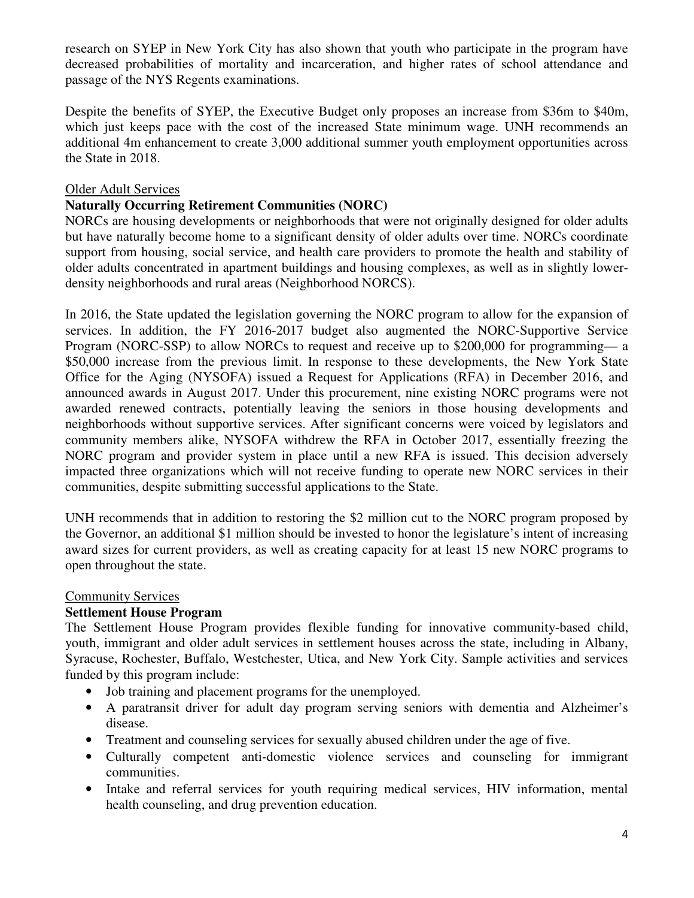research on SYEP in New York City has also shown that youth who participate in the program have decreased probabilities of mortality and incarceration, and higher rates of school attendance and passage of the NYS Regents examinations.

Despite the benefits of SYEP, the Executive Budget only proposes an increase from \$36m to \$40m, which just keeps pace with the cost of the increased State minimum wage. UNH recommends an additional 4m enhancement to create 3,000 additional summer youth employment opportunities across the State in 2018.

Older Adult Services

**Naturally Occurring Retirement Communities (NORC)**

NORCs are housing developments or neighborhoods that were not originally designed for older adults but have naturally become home to a significant density of older adults over time. NORCs coordinate support from housing, social service, and health care providers to promote the health and stability of older adults concentrated in apartment buildings and housing complexes, as well as in slightly lower-density neighborhoods and rural areas (Neighborhood NORCS).

In 2016, the State updated the legislation governing the NORC program to allow for the expansion of services. In addition, the FY 2016-2017 budget also augmented the NORC-Supportive Service Program (NORC-SSP) to allow NORCs to request and receive up to \$200,000 for programming— a \$50,000 increase from the previous limit. In response to these developments, the New York State Office for the Aging (NYSOFA) issued a Request for Applications (RFA) in December 2016, and announced awards in August 2017. Under this procurement, nine existing NORC programs were not awarded renewed contracts, potentially leaving the seniors in those housing developments and neighborhoods without supportive services. After significant concerns were voiced by legislators and community members alike, NYSOFA withdrew the RFA in October 2017, essentially freezing the NORC program and provider system in place until a new RFA is issued. This decision adversely impacted three organizations which will not receive funding to operate new NORC services in their communities, despite submitting successful applications to the State.

UNH recommends that in addition to restoring the \$2 million cut to the NORC program proposed by the Governor, an additional \$1 million should be invested to honor the legislature's intent of increasing award sizes for current providers, as well as creating capacity for at least 15 new NORC programs to open throughout the state.

Community Services

**Settlement House Program**

The Settlement House Program provides flexible funding for innovative community-based child, youth, immigrant and older adult services in settlement houses across the state, including in Albany, Syracuse, Rochester, Buffalo, Westchester, Utica, and New York City. Sample activities and services funded by this program include:

- Job training and placement programs for the unemployed.
- A paratransit driver for adult day program serving seniors with dementia and Alzheimer's disease.
- Treatment and counseling services for sexually abused children under the age of five.
- Culturally competent anti-domestic violence services and counseling for immigrant communities.
- Intake and referral services for youth requiring medical services, HIV information, mental health counseling, and drug prevention education.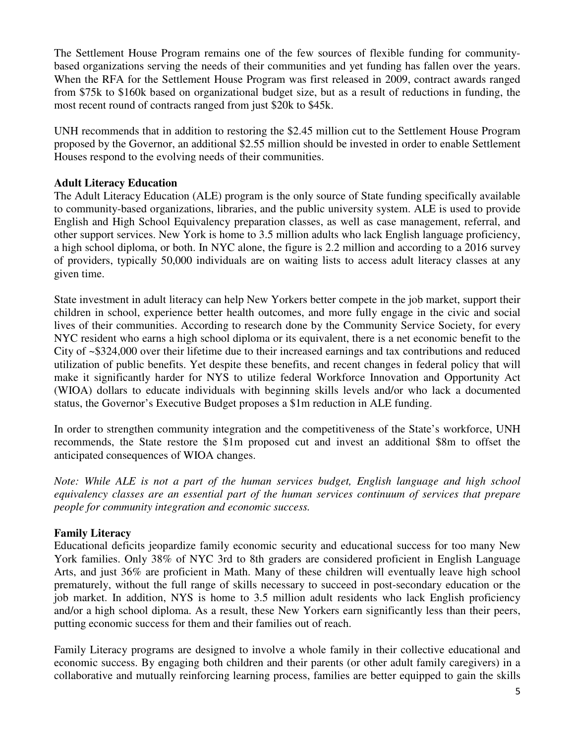The Settlement House Program remains one of the few sources of flexible funding for community-based organizations serving the needs of their communities and yet funding has fallen over the years. When the RFA for the Settlement House Program was first released in 2009, contract awards ranged from $75k to $160k based on organizational budget size, but as a result of reductions in funding, the most recent round of contracts ranged from just $20k to $45k.

UNH recommends that in addition to restoring the $2.45 million cut to the Settlement House Program proposed by the Governor, an additional $2.55 million should be invested in order to enable Settlement Houses respond to the evolving needs of their communities.

**Adult Literacy Education**

The Adult Literacy Education (ALE) program is the only source of State funding specifically available to community-based organizations, libraries, and the public university system. ALE is used to provide English and High School Equivalency preparation classes, as well as case management, referral, and other support services. New York is home to 3.5 million adults who lack English language proficiency, a high school diploma, or both. In NYC alone, the figure is 2.2 million and according to a 2016 survey of providers, typically 50,000 individuals are on waiting lists to access adult literacy classes at any given time.

State investment in adult literacy can help New Yorkers better compete in the job market, support their children in school, experience better health outcomes, and more fully engage in the civic and social lives of their communities. According to research done by the Community Service Society, for every NYC resident who earns a high school diploma or its equivalent, there is a net economic benefit to the City of ~$324,000 over their lifetime due to their increased earnings and tax contributions and reduced utilization of public benefits. Yet despite these benefits, and recent changes in federal policy that will make it significantly harder for NYS to utilize federal Workforce Innovation and Opportunity Act (WIOA) dollars to educate individuals with beginning skills levels and/or who lack a documented status, the Governor's Executive Budget proposes a $1m reduction in ALE funding.

In order to strengthen community integration and the competitiveness of the State's workforce, UNH recommends, the State restore the $1m proposed cut and invest an additional $8m to offset the anticipated consequences of WIOA changes.

*Note: While ALE is not a part of the human services budget, English language and high school equivalency classes are an essential part of the human services continuum of services that prepare people for community integration and economic success.*

**Family Literacy**

Educational deficits jeopardize family economic security and educational success for too many New York families. Only 38% of NYC 3rd to 8th graders are considered proficient in English Language Arts, and just 36% are proficient in Math. Many of these children will eventually leave high school prematurely, without the full range of skills necessary to succeed in post-secondary education or the job market. In addition, NYS is home to 3.5 million adult residents who lack English proficiency and/or a high school diploma. As a result, these New Yorkers earn significantly less than their peers, putting economic success for them and their families out of reach.

Family Literacy programs are designed to involve a whole family in their collective educational and economic success. By engaging both children and their parents (or other adult family caregivers) in a collaborative and mutually reinforcing learning process, families are better equipped to gain the skills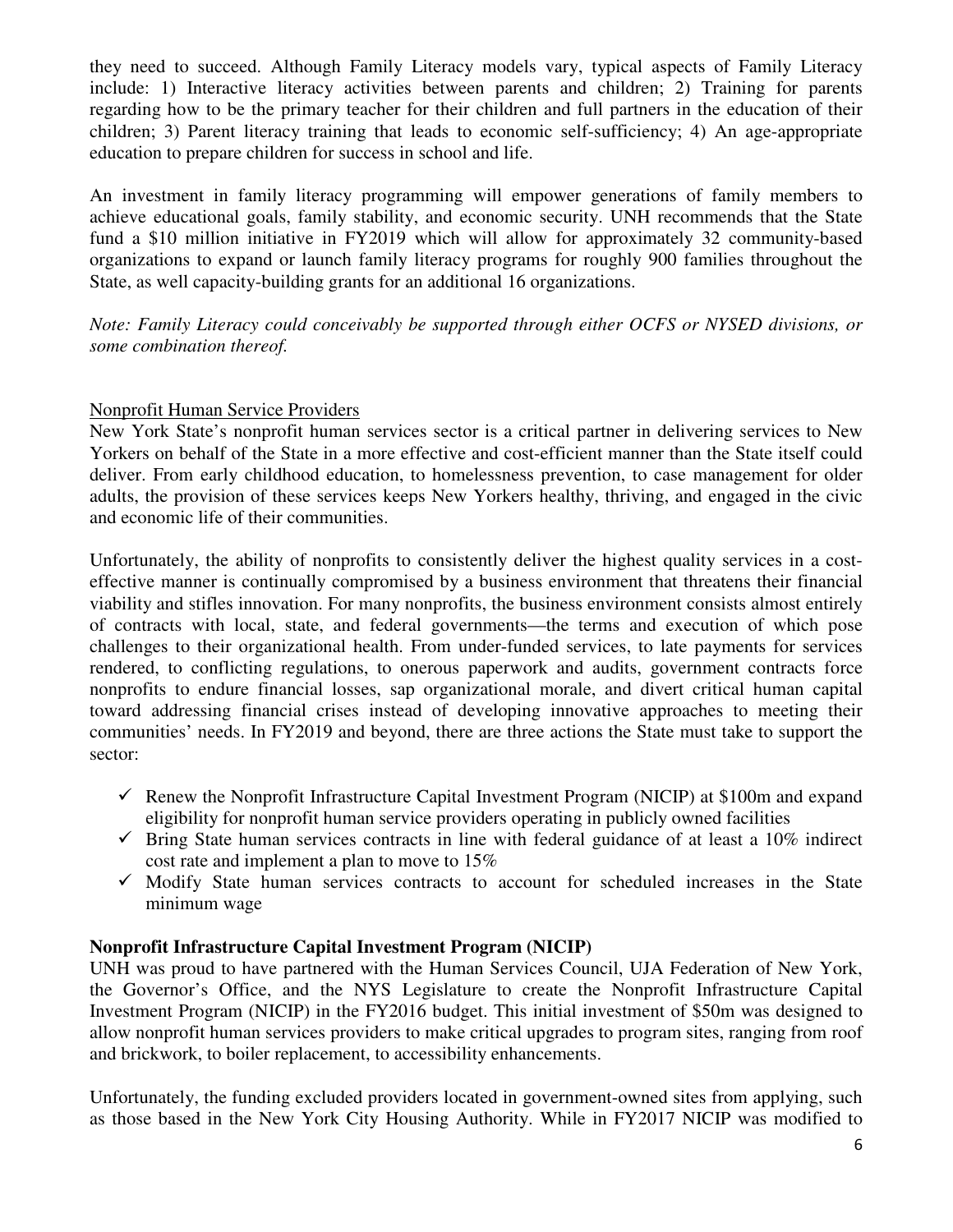they need to succeed. Although Family Literacy models vary, typical aspects of Family Literacy include: 1) Interactive literacy activities between parents and children; 2) Training for parents regarding how to be the primary teacher for their children and full partners in the education of their children; 3) Parent literacy training that leads to economic self-sufficiency; 4) An age-appropriate education to prepare children for success in school and life.

An investment in family literacy programming will empower generations of family members to achieve educational goals, family stability, and economic security. UNH recommends that the State fund a $10 million initiative in FY2019 which will allow for approximately 32 community-based organizations to expand or launch family literacy programs for roughly 900 families throughout the State, as well capacity-building grants for an additional 16 organizations.

*Note: Family Literacy could conceivably be supported through either OCFS or NYSED divisions, or some combination thereof.*

<u>Nonprofit Human Service Providers</u>

New York State's nonprofit human services sector is a critical partner in delivering services to New Yorkers on behalf of the State in a more effective and cost-efficient manner than the State itself could deliver. From early childhood education, to homelessness prevention, to case management for older adults, the provision of these services keeps New Yorkers healthy, thriving, and engaged in the civic and economic life of their communities.

Unfortunately, the ability of nonprofits to consistently deliver the highest quality services in a cost-effective manner is continually compromised by a business environment that threatens their financial viability and stifles innovation. For many nonprofits, the business environment consists almost entirely of contracts with local, state, and federal governments—the terms and execution of which pose challenges to their organizational health. From under-funded services, to late payments for services rendered, to conflicting regulations, to onerous paperwork and audits, government contracts force nonprofits to endure financial losses, sap organizational morale, and divert critical human capital toward addressing financial crises instead of developing innovative approaches to meeting their communities' needs. In FY2019 and beyond, there are three actions the State must take to support the sector:

- ✓ Renew the Nonprofit Infrastructure Capital Investment Program (NICIP) at $100m and expand eligibility for nonprofit human service providers operating in publicly owned facilities
- ✓ Bring State human services contracts in line with federal guidance of at least a 10% indirect cost rate and implement a plan to move to 15%
- ✓ Modify State human services contracts to account for scheduled increases in the State minimum wage

**Nonprofit Infrastructure Capital Investment Program (NICIP)**

UNH was proud to have partnered with the Human Services Council, UJA Federation of New York, the Governor's Office, and the NYS Legislature to create the Nonprofit Infrastructure Capital Investment Program (NICIP) in the FY2016 budget. This initial investment of $50m was designed to allow nonprofit human services providers to make critical upgrades to program sites, ranging from roof and brickwork, to boiler replacement, to accessibility enhancements.

Unfortunately, the funding excluded providers located in government-owned sites from applying, such as those based in the New York City Housing Authority. While in FY2017 NICIP was modified to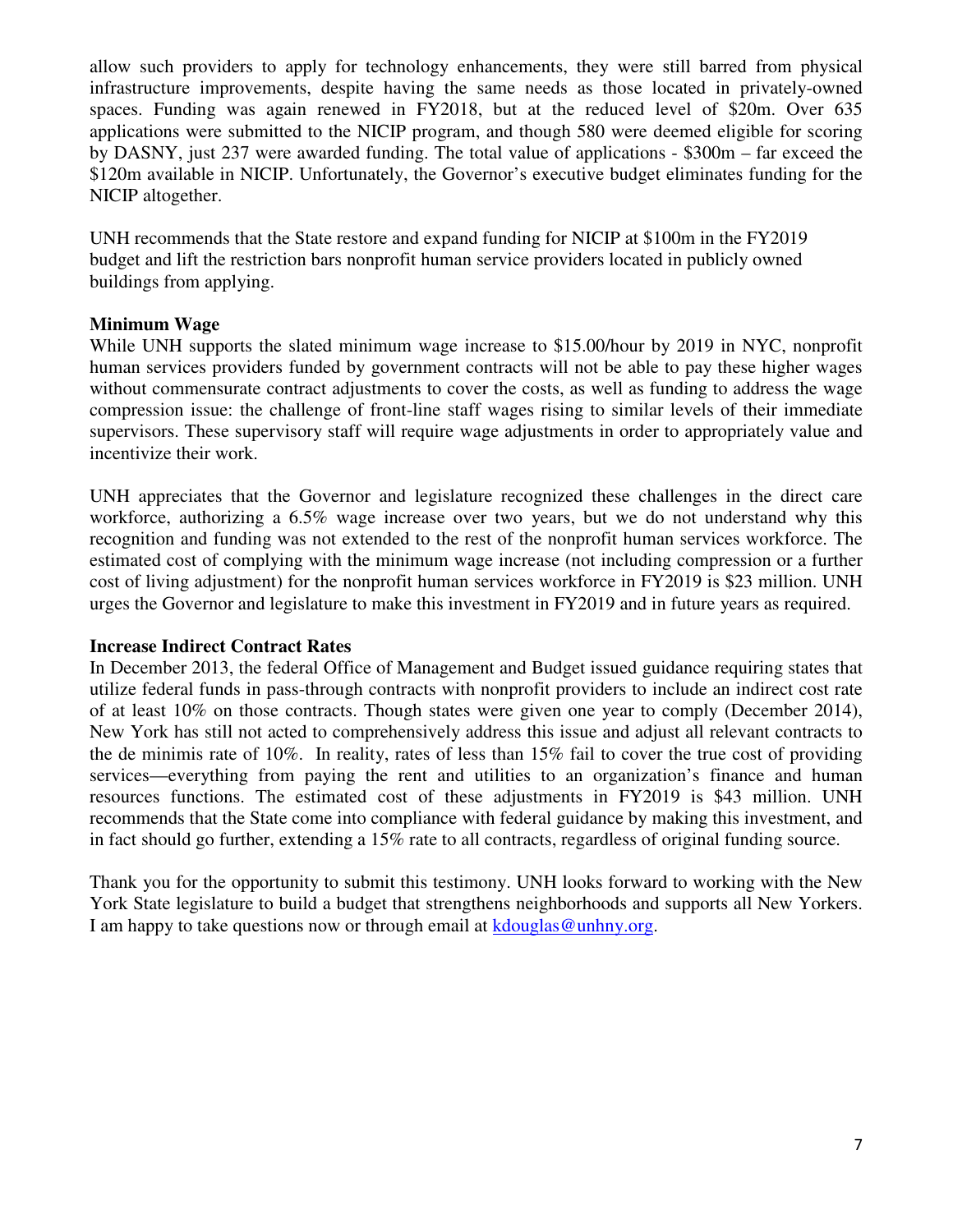allow such providers to apply for technology enhancements, they were still barred from physical infrastructure improvements, despite having the same needs as those located in privately-owned spaces. Funding was again renewed in FY2018, but at the reduced level of $20m. Over 635 applications were submitted to the NICIP program, and though 580 were deemed eligible for scoring by DASNY, just 237 were awarded funding. The total value of applications - $300m – far exceed the $120m available in NICIP. Unfortunately, the Governor's executive budget eliminates funding for the NICIP altogether.

UNH recommends that the State restore and expand funding for NICIP at $100m in the FY2019 budget and lift the restriction bars nonprofit human service providers located in publicly owned buildings from applying.

**Minimum Wage**

While UNH supports the slated minimum wage increase to $15.00/hour by 2019 in NYC, nonprofit human services providers funded by government contracts will not be able to pay these higher wages without commensurate contract adjustments to cover the costs, as well as funding to address the wage compression issue: the challenge of front-line staff wages rising to similar levels of their immediate supervisors. These supervisory staff will require wage adjustments in order to appropriately value and incentivize their work.

UNH appreciates that the Governor and legislature recognized these challenges in the direct care workforce, authorizing a 6.5% wage increase over two years, but we do not understand why this recognition and funding was not extended to the rest of the nonprofit human services workforce. The estimated cost of complying with the minimum wage increase (not including compression or a further cost of living adjustment) for the nonprofit human services workforce in FY2019 is $23 million. UNH urges the Governor and legislature to make this investment in FY2019 and in future years as required.

**Increase Indirect Contract Rates**

In December 2013, the federal Office of Management and Budget issued guidance requiring states that utilize federal funds in pass-through contracts with nonprofit providers to include an indirect cost rate of at least 10% on those contracts. Though states were given one year to comply (December 2014), New York has still not acted to comprehensively address this issue and adjust all relevant contracts to the de minimis rate of 10%. In reality, rates of less than 15% fail to cover the true cost of providing services—everything from paying the rent and utilities to an organization's finance and human resources functions. The estimated cost of these adjustments in FY2019 is $43 million. UNH recommends that the State come into compliance with federal guidance by making this investment, and in fact should go further, extending a 15% rate to all contracts, regardless of original funding source.

Thank you for the opportunity to submit this testimony. UNH looks forward to working with the New York State legislature to build a budget that strengthens neighborhoods and supports all New Yorkers. I am happy to take questions now or through email at kdouglas@unhny.org.